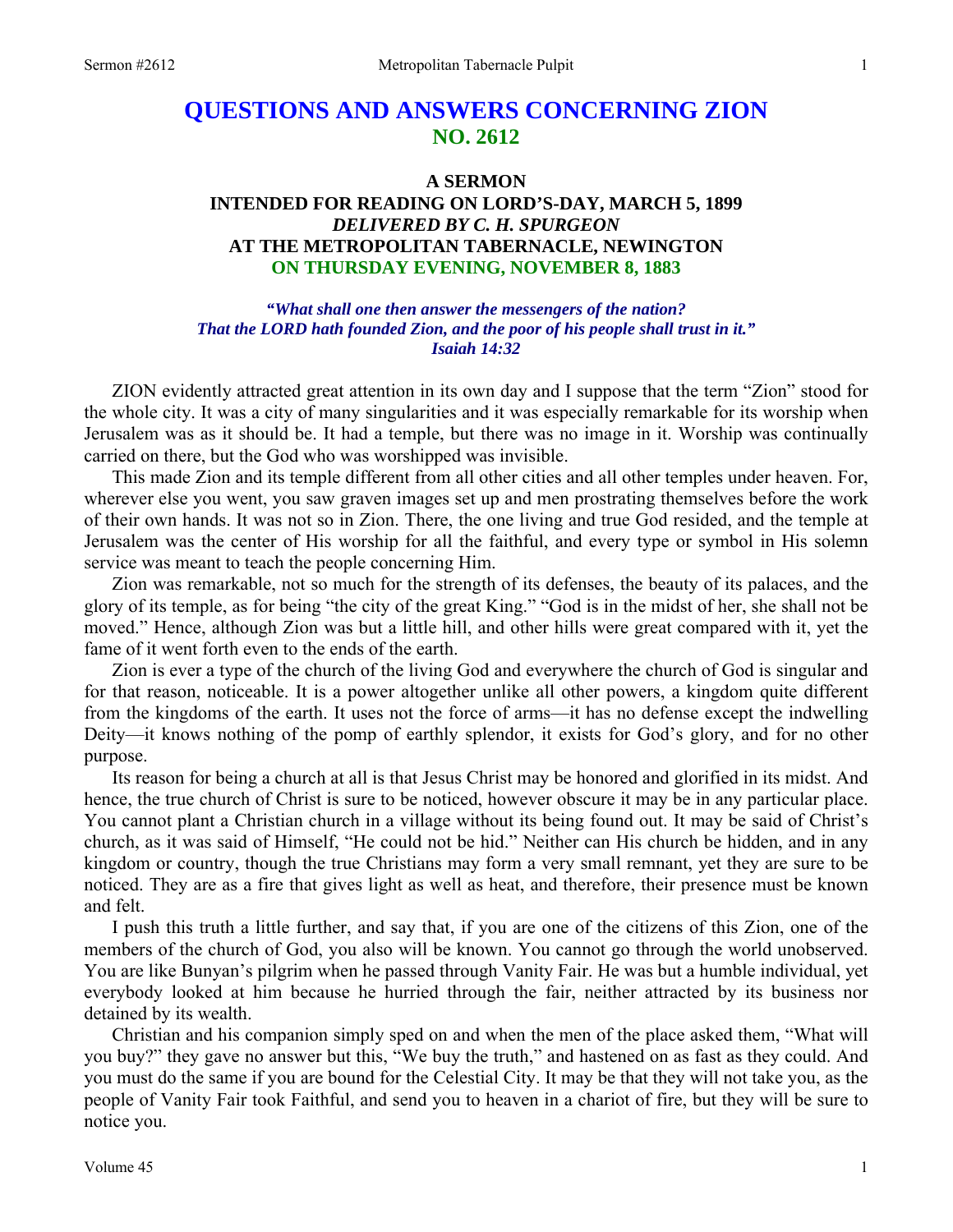# QUESTIONS AND ANSWERS CONCERNING ZION
## NO. 2612

### A SERMON
### INTENDED FOR READING ON LORD'S-DAY, MARCH 5, 1899
### *DELIVERED BY C. H. SPURGEON*
### AT THE METROPOLITAN TABERNACLE, NEWINGTON
### ON THURSDAY EVENING, NOVEMBER 8, 1883

***"What shall one then answer the messengers of the nation? That the LORD hath founded Zion, and the poor of his people shall trust in it." Isaiah 14:32***

ZION evidently attracted great attention in its own day and I suppose that the term "Zion" stood for the whole city. It was a city of many singularities and it was especially remarkable for its worship when Jerusalem was as it should be. It had a temple, but there was no image in it. Worship was continually carried on there, but the God who was worshipped was invisible.

This made Zion and its temple different from all other cities and all other temples under heaven. For, wherever else you went, you saw graven images set up and men prostrating themselves before the work of their own hands. It was not so in Zion. There, the one living and true God resided, and the temple at Jerusalem was the center of His worship for all the faithful, and every type or symbol in His solemn service was meant to teach the people concerning Him.

Zion was remarkable, not so much for the strength of its defenses, the beauty of its palaces, and the glory of its temple, as for being "the city of the great King." "God is in the midst of her, she shall not be moved." Hence, although Zion was but a little hill, and other hills were great compared with it, yet the fame of it went forth even to the ends of the earth.

Zion is ever a type of the church of the living God and everywhere the church of God is singular and for that reason, noticeable. It is a power altogether unlike all other powers, a kingdom quite different from the kingdoms of the earth. It uses not the force of arms—it has no defense except the indwelling Deity—it knows nothing of the pomp of earthly splendor, it exists for God's glory, and for no other purpose.

Its reason for being a church at all is that Jesus Christ may be honored and glorified in its midst. And hence, the true church of Christ is sure to be noticed, however obscure it may be in any particular place. You cannot plant a Christian church in a village without its being found out. It may be said of Christ's church, as it was said of Himself, "He could not be hid." Neither can His church be hidden, and in any kingdom or country, though the true Christians may form a very small remnant, yet they are sure to be noticed. They are as a fire that gives light as well as heat, and therefore, their presence must be known and felt.

I push this truth a little further, and say that, if you are one of the citizens of this Zion, one of the members of the church of God, you also will be known. You cannot go through the world unobserved. You are like Bunyan's pilgrim when he passed through Vanity Fair. He was but a humble individual, yet everybody looked at him because he hurried through the fair, neither attracted by its business nor detained by its wealth.

Christian and his companion simply sped on and when the men of the place asked them, "What will you buy?" they gave no answer but this, "We buy the truth," and hastened on as fast as they could. And you must do the same if you are bound for the Celestial City. It may be that they will not take you, as the people of Vanity Fair took Faithful, and send you to heaven in a chariot of fire, but they will be sure to notice you.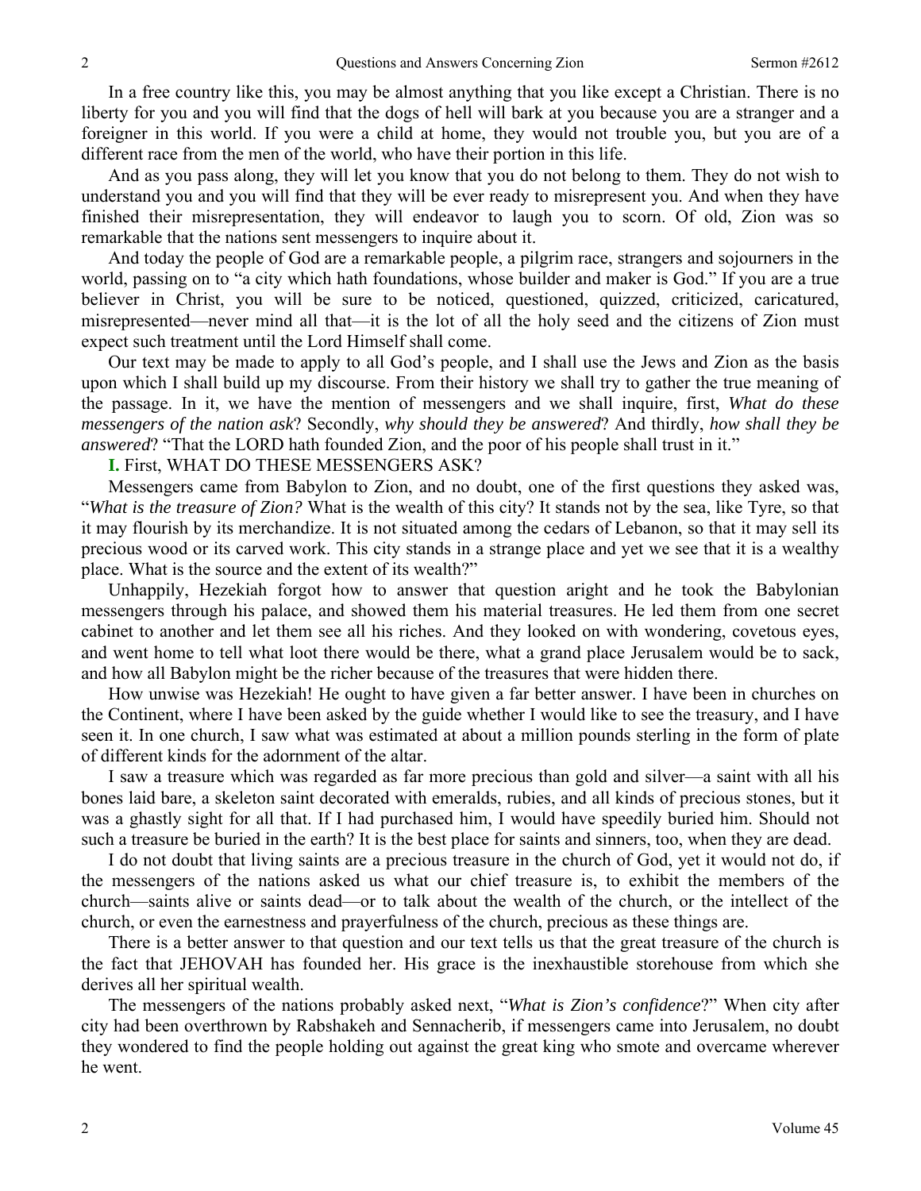In a free country like this, you may be almost anything that you like except a Christian. There is no liberty for you and you will find that the dogs of hell will bark at you because you are a stranger and a foreigner in this world. If you were a child at home, they would not trouble you, but you are of a different race from the men of the world, who have their portion in this life.

And as you pass along, they will let you know that you do not belong to them. They do not wish to understand you and you will find that they will be ever ready to misrepresent you. And when they have finished their misrepresentation, they will endeavor to laugh you to scorn. Of old, Zion was so remarkable that the nations sent messengers to inquire about it.

And today the people of God are a remarkable people, a pilgrim race, strangers and sojourners in the world, passing on to "a city which hath foundations, whose builder and maker is God." If you are a true believer in Christ, you will be sure to be noticed, questioned, quizzed, criticized, caricatured, misrepresented—never mind all that—it is the lot of all the holy seed and the citizens of Zion must expect such treatment until the Lord Himself shall come.

Our text may be made to apply to all God's people, and I shall use the Jews and Zion as the basis upon which I shall build up my discourse. From their history we shall try to gather the true meaning of the passage. In it, we have the mention of messengers and we shall inquire, first, *What do these messengers of the nation ask*? Secondly, *why should they be answered*? And thirdly, *how shall they be answered*? "That the LORD hath founded Zion, and the poor of his people shall trust in it."

**I.** First, WHAT DO THESE MESSENGERS ASK?

Messengers came from Babylon to Zion, and no doubt, one of the first questions they asked was, "*What is the treasure of Zion?* What is the wealth of this city? It stands not by the sea, like Tyre, so that it may flourish by its merchandize. It is not situated among the cedars of Lebanon, so that it may sell its precious wood or its carved work. This city stands in a strange place and yet we see that it is a wealthy place. What is the source and the extent of its wealth?"

Unhappily, Hezekiah forgot how to answer that question aright and he took the Babylonian messengers through his palace, and showed them his material treasures. He led them from one secret cabinet to another and let them see all his riches. And they looked on with wondering, covetous eyes, and went home to tell what loot there would be there, what a grand place Jerusalem would be to sack, and how all Babylon might be the richer because of the treasures that were hidden there.

How unwise was Hezekiah! He ought to have given a far better answer. I have been in churches on the Continent, where I have been asked by the guide whether I would like to see the treasury, and I have seen it. In one church, I saw what was estimated at about a million pounds sterling in the form of plate of different kinds for the adornment of the altar.

I saw a treasure which was regarded as far more precious than gold and silver—a saint with all his bones laid bare, a skeleton saint decorated with emeralds, rubies, and all kinds of precious stones, but it was a ghastly sight for all that. If I had purchased him, I would have speedily buried him. Should not such a treasure be buried in the earth? It is the best place for saints and sinners, too, when they are dead.

I do not doubt that living saints are a precious treasure in the church of God, yet it would not do, if the messengers of the nations asked us what our chief treasure is, to exhibit the members of the church—saints alive or saints dead—or to talk about the wealth of the church, or the intellect of the church, or even the earnestness and prayerfulness of the church, precious as these things are.

There is a better answer to that question and our text tells us that the great treasure of the church is the fact that JEHOVAH has founded her. His grace is the inexhaustible storehouse from which she derives all her spiritual wealth.

The messengers of the nations probably asked next, "*What is Zion's confidence*?" When city after city had been overthrown by Rabshakeh and Sennacherib, if messengers came into Jerusalem, no doubt they wondered to find the people holding out against the great king who smote and overcame wherever he went.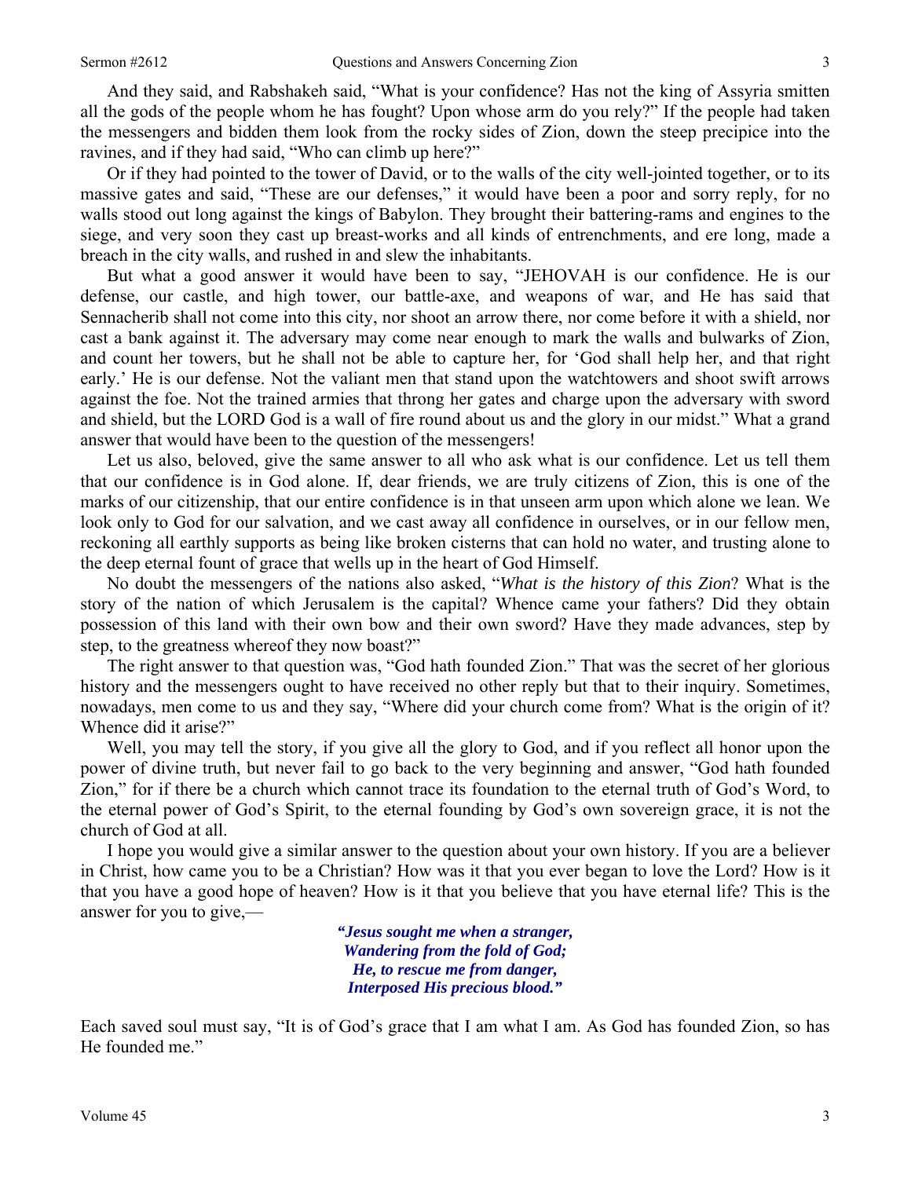And they said, and Rabshakeh said, "What is your confidence? Has not the king of Assyria smitten all the gods of the people whom he has fought? Upon whose arm do you rely?" If the people had taken the messengers and bidden them look from the rocky sides of Zion, down the steep precipice into the ravines, and if they had said, "Who can climb up here?"

Or if they had pointed to the tower of David, or to the walls of the city well-jointed together, or to its massive gates and said, "These are our defenses," it would have been a poor and sorry reply, for no walls stood out long against the kings of Babylon. They brought their battering-rams and engines to the siege, and very soon they cast up breast-works and all kinds of entrenchments, and ere long, made a breach in the city walls, and rushed in and slew the inhabitants.

But what a good answer it would have been to say, "JEHOVAH is our confidence. He is our defense, our castle, and high tower, our battle-axe, and weapons of war, and He has said that Sennacherib shall not come into this city, nor shoot an arrow there, nor come before it with a shield, nor cast a bank against it. The adversary may come near enough to mark the walls and bulwarks of Zion, and count her towers, but he shall not be able to capture her, for 'God shall help her, and that right early.' He is our defense. Not the valiant men that stand upon the watchtowers and shoot swift arrows against the foe. Not the trained armies that throng her gates and charge upon the adversary with sword and shield, but the LORD God is a wall of fire round about us and the glory in our midst." What a grand answer that would have been to the question of the messengers!

Let us also, beloved, give the same answer to all who ask what is our confidence. Let us tell them that our confidence is in God alone. If, dear friends, we are truly citizens of Zion, this is one of the marks of our citizenship, that our entire confidence is in that unseen arm upon which alone we lean. We look only to God for our salvation, and we cast away all confidence in ourselves, or in our fellow men, reckoning all earthly supports as being like broken cisterns that can hold no water, and trusting alone to the deep eternal fount of grace that wells up in the heart of God Himself.

No doubt the messengers of the nations also asked, "*What is the history of this Zion*? What is the story of the nation of which Jerusalem is the capital? Whence came your fathers? Did they obtain possession of this land with their own bow and their own sword? Have they made advances, step by step, to the greatness whereof they now boast?"

The right answer to that question was, "God hath founded Zion." That was the secret of her glorious history and the messengers ought to have received no other reply but that to their inquiry. Sometimes, nowadays, men come to us and they say, "Where did your church come from? What is the origin of it? Whence did it arise?"

Well, you may tell the story, if you give all the glory to God, and if you reflect all honor upon the power of divine truth, but never fail to go back to the very beginning and answer, "God hath founded Zion," for if there be a church which cannot trace its foundation to the eternal truth of God's Word, to the eternal power of God's Spirit, to the eternal founding by God's own sovereign grace, it is not the church of God at all.

I hope you would give a similar answer to the question about your own history. If you are a believer in Christ, how came you to be a Christian? How was it that you ever began to love the Lord? How is it that you have a good hope of heaven? How is it that you believe that you have eternal life? This is the answer for you to give,—

> ***"Jesus sought me when a stranger,***
> ***Wandering from the fold of God;***
> ***He, to rescue me from danger,***
> ***Interposed His precious blood."***

Each saved soul must say, "It is of God's grace that I am what I am. As God has founded Zion, so has He founded me."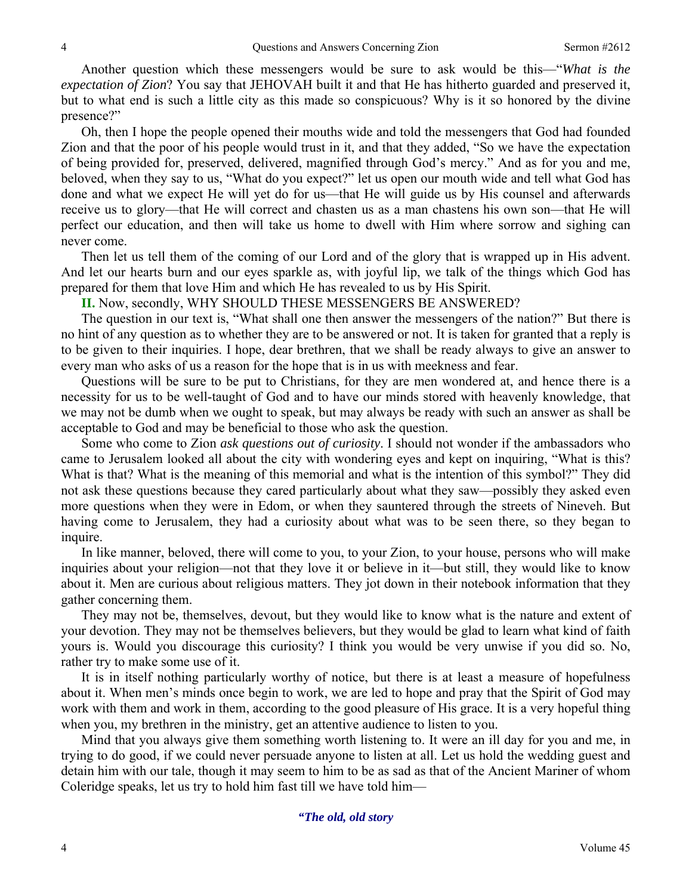Another question which these messengers would be sure to ask would be this—"*What is the expectation of Zion*? You say that JEHOVAH built it and that He has hitherto guarded and preserved it, but to what end is such a little city as this made so conspicuous? Why is it so honored by the divine presence?"

Oh, then I hope the people opened their mouths wide and told the messengers that God had founded Zion and that the poor of his people would trust in it, and that they added, "So we have the expectation of being provided for, preserved, delivered, magnified through God's mercy." And as for you and me, beloved, when they say to us, "What do you expect?" let us open our mouth wide and tell what God has done and what we expect He will yet do for us—that He will guide us by His counsel and afterwards receive us to glory—that He will correct and chasten us as a man chastens his own son—that He will perfect our education, and then will take us home to dwell with Him where sorrow and sighing can never come.

Then let us tell them of the coming of our Lord and of the glory that is wrapped up in His advent. And let our hearts burn and our eyes sparkle as, with joyful lip, we talk of the things which God has prepared for them that love Him and which He has revealed to us by His Spirit.

**II.** Now, secondly, WHY SHOULD THESE MESSENGERS BE ANSWERED?

The question in our text is, "What shall one then answer the messengers of the nation?" But there is no hint of any question as to whether they are to be answered or not. It is taken for granted that a reply is to be given to their inquiries. I hope, dear brethren, that we shall be ready always to give an answer to every man who asks of us a reason for the hope that is in us with meekness and fear.

Questions will be sure to be put to Christians, for they are men wondered at, and hence there is a necessity for us to be well-taught of God and to have our minds stored with heavenly knowledge, that we may not be dumb when we ought to speak, but may always be ready with such an answer as shall be acceptable to God and may be beneficial to those who ask the question.

Some who come to Zion *ask questions out of curiosity*. I should not wonder if the ambassadors who came to Jerusalem looked all about the city with wondering eyes and kept on inquiring, "What is this? What is that? What is the meaning of this memorial and what is the intention of this symbol?" They did not ask these questions because they cared particularly about what they saw—possibly they asked even more questions when they were in Edom, or when they sauntered through the streets of Nineveh. But having come to Jerusalem, they had a curiosity about what was to be seen there, so they began to inquire.

In like manner, beloved, there will come to you, to your Zion, to your house, persons who will make inquiries about your religion—not that they love it or believe in it—but still, they would like to know about it. Men are curious about religious matters. They jot down in their notebook information that they gather concerning them.

They may not be, themselves, devout, but they would like to know what is the nature and extent of your devotion. They may not be themselves believers, but they would be glad to learn what kind of faith yours is. Would you discourage this curiosity? I think you would be very unwise if you did so. No, rather try to make some use of it.

It is in itself nothing particularly worthy of notice, but there is at least a measure of hopefulness about it. When men's minds once begin to work, we are led to hope and pray that the Spirit of God may work with them and work in them, according to the good pleasure of His grace. It is a very hopeful thing when you, my brethren in the ministry, get an attentive audience to listen to you.

Mind that you always give them something worth listening to. It were an ill day for you and me, in trying to do good, if we could never persuade anyone to listen at all. Let us hold the wedding guest and detain him with our tale, though it may seem to him to be as sad as that of the Ancient Mariner of whom Coleridge speaks, let us try to hold him fast till we have told him—

*"The old, old story*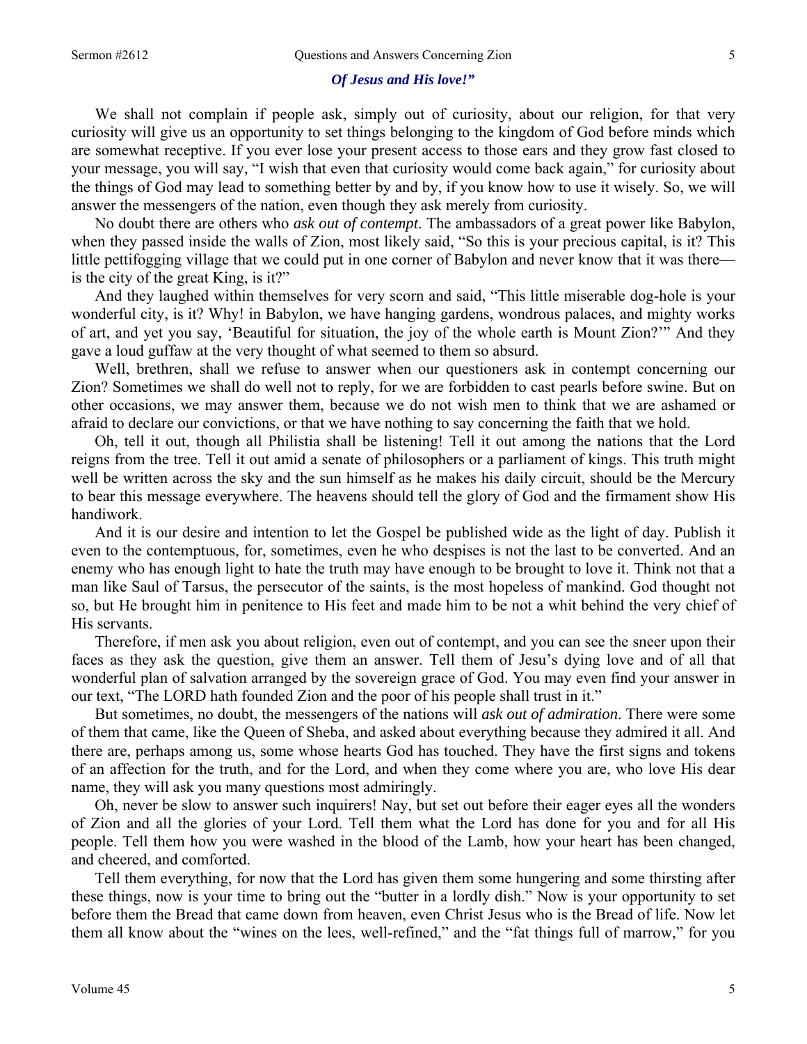***Of Jesus and His love!"***

We shall not complain if people ask, simply out of curiosity, about our religion, for that very curiosity will give us an opportunity to set things belonging to the kingdom of God before minds which are somewhat receptive. If you ever lose your present access to those ears and they grow fast closed to your message, you will say, "I wish that even that curiosity would come back again," for curiosity about the things of God may lead to something better by and by, if you know how to use it wisely. So, we will answer the messengers of the nation, even though they ask merely from curiosity.

No doubt there are others who *ask out of contempt*. The ambassadors of a great power like Babylon, when they passed inside the walls of Zion, most likely said, "So this is your precious capital, is it? This little pettifogging village that we could put in one corner of Babylon and never know that it was there—is the city of the great King, is it?"

And they laughed within themselves for very scorn and said, "This little miserable dog-hole is your wonderful city, is it? Why! in Babylon, we have hanging gardens, wondrous palaces, and mighty works of art, and yet you say, 'Beautiful for situation, the joy of the whole earth is Mount Zion?'" And they gave a loud guffaw at the very thought of what seemed to them so absurd.

Well, brethren, shall we refuse to answer when our questioners ask in contempt concerning our Zion? Sometimes we shall do well not to reply, for we are forbidden to cast pearls before swine. But on other occasions, we may answer them, because we do not wish men to think that we are ashamed or afraid to declare our convictions, or that we have nothing to say concerning the faith that we hold.

Oh, tell it out, though all Philistia shall be listening! Tell it out among the nations that the Lord reigns from the tree. Tell it out amid a senate of philosophers or a parliament of kings. This truth might well be written across the sky and the sun himself as he makes his daily circuit, should be the Mercury to bear this message everywhere. The heavens should tell the glory of God and the firmament show His handiwork.

And it is our desire and intention to let the Gospel be published wide as the light of day. Publish it even to the contemptuous, for, sometimes, even he who despises is not the last to be converted. And an enemy who has enough light to hate the truth may have enough to be brought to love it. Think not that a man like Saul of Tarsus, the persecutor of the saints, is the most hopeless of mankind. God thought not so, but He brought him in penitence to His feet and made him to be not a whit behind the very chief of His servants.

Therefore, if men ask you about religion, even out of contempt, and you can see the sneer upon their faces as they ask the question, give them an answer. Tell them of Jesu's dying love and of all that wonderful plan of salvation arranged by the sovereign grace of God. You may even find your answer in our text, "The LORD hath founded Zion and the poor of his people shall trust in it."

But sometimes, no doubt, the messengers of the nations will *ask out of admiration*. There were some of them that came, like the Queen of Sheba, and asked about everything because they admired it all. And there are, perhaps among us, some whose hearts God has touched. They have the first signs and tokens of an affection for the truth, and for the Lord, and when they come where you are, who love His dear name, they will ask you many questions most admiringly.

Oh, never be slow to answer such inquirers! Nay, but set out before their eager eyes all the wonders of Zion and all the glories of your Lord. Tell them what the Lord has done for you and for all His people. Tell them how you were washed in the blood of the Lamb, how your heart has been changed, and cheered, and comforted.

Tell them everything, for now that the Lord has given them some hungering and some thirsting after these things, now is your time to bring out the "butter in a lordly dish." Now is your opportunity to set before them the Bread that came down from heaven, even Christ Jesus who is the Bread of life. Now let them all know about the "wines on the lees, well-refined," and the "fat things full of marrow," for you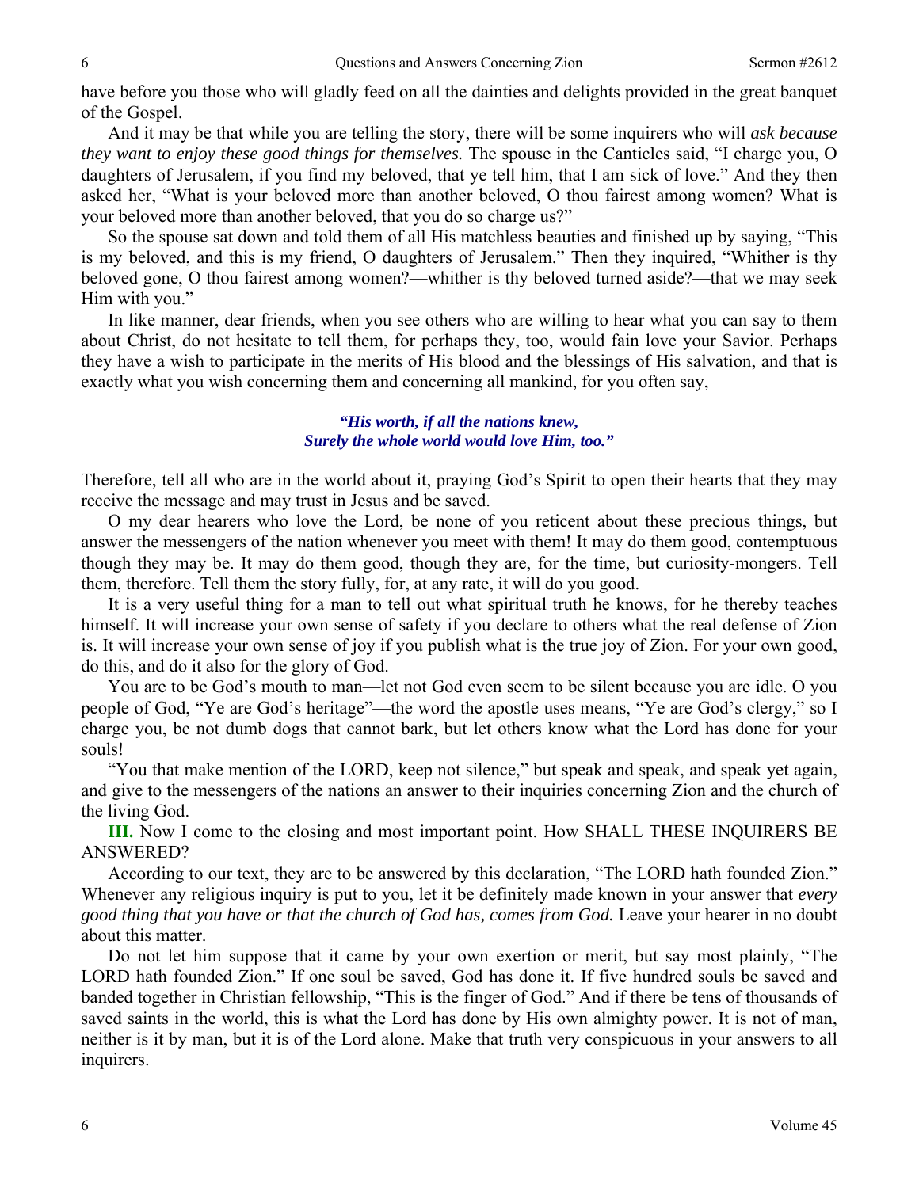have before you those who will gladly feed on all the dainties and delights provided in the great banquet of the Gospel.

And it may be that while you are telling the story, there will be some inquirers who will *ask because they want to enjoy these good things for themselves.* The spouse in the Canticles said, "I charge you, O daughters of Jerusalem, if you find my beloved, that ye tell him, that I am sick of love." And they then asked her, "What is your beloved more than another beloved, O thou fairest among women? What is your beloved more than another beloved, that you do so charge us?"

So the spouse sat down and told them of all His matchless beauties and finished up by saying, "This is my beloved, and this is my friend, O daughters of Jerusalem." Then they inquired, "Whither is thy beloved gone, O thou fairest among women?—whither is thy beloved turned aside?—that we may seek Him with you."

In like manner, dear friends, when you see others who are willing to hear what you can say to them about Christ, do not hesitate to tell them, for perhaps they, too, would fain love your Savior. Perhaps they have a wish to participate in the merits of His blood and the blessings of His salvation, and that is exactly what you wish concerning them and concerning all mankind, for you often say,—

> ***"His worth, if all the nations knew,***
> ***Surely the whole world would love Him, too."***

Therefore, tell all who are in the world about it, praying God's Spirit to open their hearts that they may receive the message and may trust in Jesus and be saved.

O my dear hearers who love the Lord, be none of you reticent about these precious things, but answer the messengers of the nation whenever you meet with them! It may do them good, contemptuous though they may be. It may do them good, though they are, for the time, but curiosity-mongers. Tell them, therefore. Tell them the story fully, for, at any rate, it will do you good.

It is a very useful thing for a man to tell out what spiritual truth he knows, for he thereby teaches himself. It will increase your own sense of safety if you declare to others what the real defense of Zion is. It will increase your own sense of joy if you publish what is the true joy of Zion. For your own good, do this, and do it also for the glory of God.

You are to be God's mouth to man—let not God even seem to be silent because you are idle. O you people of God, "Ye are God's heritage"—the word the apostle uses means, "Ye are God's clergy," so I charge you, be not dumb dogs that cannot bark, but let others know what the Lord has done for your souls!

"You that make mention of the LORD, keep not silence," but speak and speak, and speak yet again, and give to the messengers of the nations an answer to their inquiries concerning Zion and the church of the living God.

**III.** Now I come to the closing and most important point. How SHALL THESE INQUIRERS BE ANSWERED?

According to our text, they are to be answered by this declaration, "The LORD hath founded Zion." Whenever any religious inquiry is put to you, let it be definitely made known in your answer that *every good thing that you have or that the church of God has, comes from God.* Leave your hearer in no doubt about this matter.

Do not let him suppose that it came by your own exertion or merit, but say most plainly, "The LORD hath founded Zion." If one soul be saved, God has done it. If five hundred souls be saved and banded together in Christian fellowship, "This is the finger of God." And if there be tens of thousands of saved saints in the world, this is what the Lord has done by His own almighty power. It is not of man, neither is it by man, but it is of the Lord alone. Make that truth very conspicuous in your answers to all inquirers.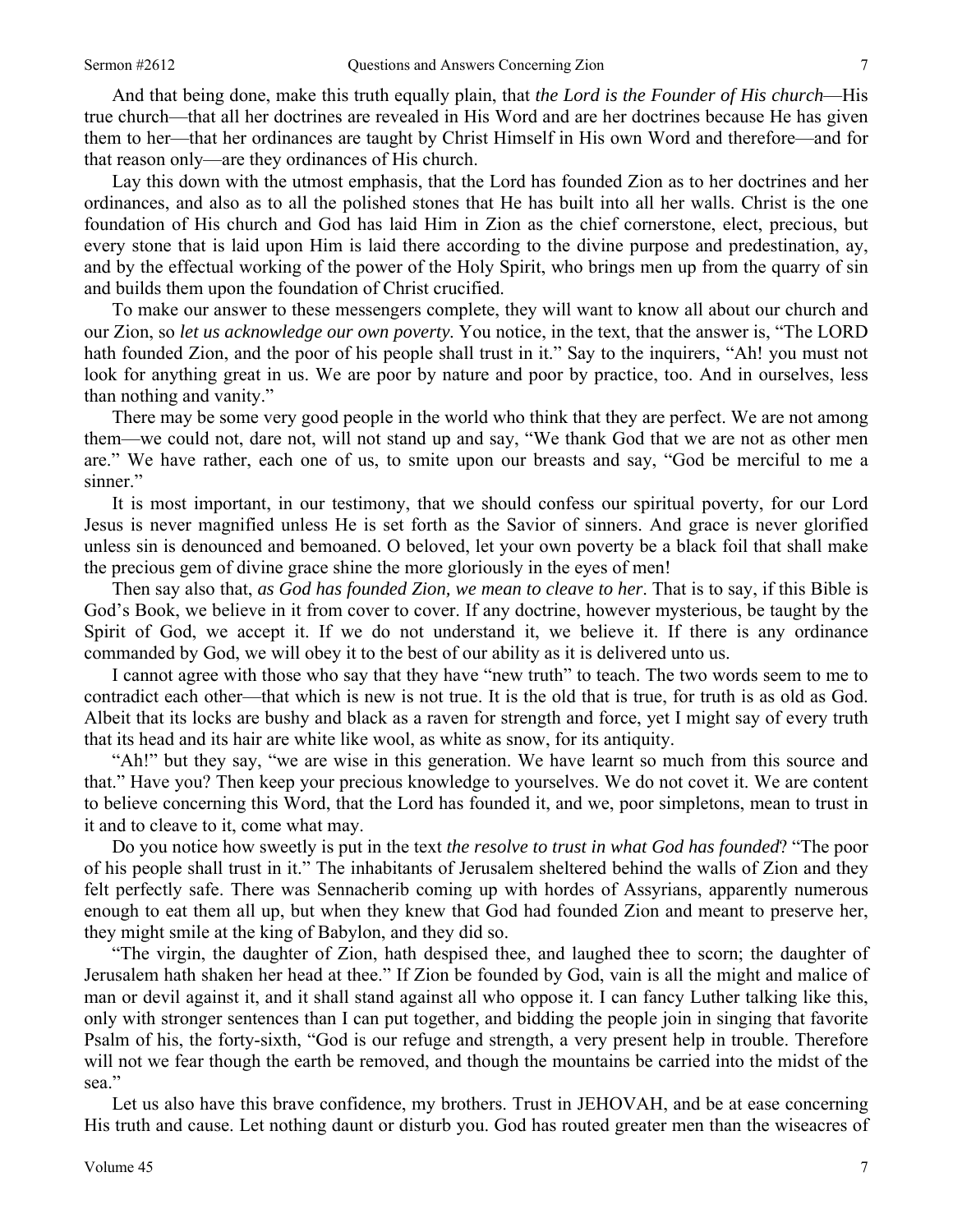And that being done, make this truth equally plain, that *the Lord is the Founder of His church*—His true church—that all her doctrines are revealed in His Word and are her doctrines because He has given them to her—that her ordinances are taught by Christ Himself in His own Word and therefore—and for that reason only—are they ordinances of His church.

Lay this down with the utmost emphasis, that the Lord has founded Zion as to her doctrines and her ordinances, and also as to all the polished stones that He has built into all her walls. Christ is the one foundation of His church and God has laid Him in Zion as the chief cornerstone, elect, precious, but every stone that is laid upon Him is laid there according to the divine purpose and predestination, ay, and by the effectual working of the power of the Holy Spirit, who brings men up from the quarry of sin and builds them upon the foundation of Christ crucified.

To make our answer to these messengers complete, they will want to know all about our church and our Zion, so *let us acknowledge our own poverty*. You notice, in the text, that the answer is, "The LORD hath founded Zion, and the poor of his people shall trust in it." Say to the inquirers, "Ah! you must not look for anything great in us. We are poor by nature and poor by practice, too. And in ourselves, less than nothing and vanity."

There may be some very good people in the world who think that they are perfect. We are not among them—we could not, dare not, will not stand up and say, "We thank God that we are not as other men are." We have rather, each one of us, to smite upon our breasts and say, "God be merciful to me a sinner."

It is most important, in our testimony, that we should confess our spiritual poverty, for our Lord Jesus is never magnified unless He is set forth as the Savior of sinners. And grace is never glorified unless sin is denounced and bemoaned. O beloved, let your own poverty be a black foil that shall make the precious gem of divine grace shine the more gloriously in the eyes of men!

Then say also that, *as God has founded Zion, we mean to cleave to her*. That is to say, if this Bible is God's Book, we believe in it from cover to cover. If any doctrine, however mysterious, be taught by the Spirit of God, we accept it. If we do not understand it, we believe it. If there is any ordinance commanded by God, we will obey it to the best of our ability as it is delivered unto us.

I cannot agree with those who say that they have "new truth" to teach. The two words seem to me to contradict each other—that which is new is not true. It is the old that is true, for truth is as old as God. Albeit that its locks are bushy and black as a raven for strength and force, yet I might say of every truth that its head and its hair are white like wool, as white as snow, for its antiquity.

"Ah!" but they say, "we are wise in this generation. We have learnt so much from this source and that." Have you? Then keep your precious knowledge to yourselves. We do not covet it. We are content to believe concerning this Word, that the Lord has founded it, and we, poor simpletons, mean to trust in it and to cleave to it, come what may.

Do you notice how sweetly is put in the text *the resolve to trust in what God has founded*? "The poor of his people shall trust in it." The inhabitants of Jerusalem sheltered behind the walls of Zion and they felt perfectly safe. There was Sennacherib coming up with hordes of Assyrians, apparently numerous enough to eat them all up, but when they knew that God had founded Zion and meant to preserve her, they might smile at the king of Babylon, and they did so.

"The virgin, the daughter of Zion, hath despised thee, and laughed thee to scorn; the daughter of Jerusalem hath shaken her head at thee." If Zion be founded by God, vain is all the might and malice of man or devil against it, and it shall stand against all who oppose it. I can fancy Luther talking like this, only with stronger sentences than I can put together, and bidding the people join in singing that favorite Psalm of his, the forty-sixth, "God is our refuge and strength, a very present help in trouble. Therefore will not we fear though the earth be removed, and though the mountains be carried into the midst of the sea."

Let us also have this brave confidence, my brothers. Trust in JEHOVAH, and be at ease concerning His truth and cause. Let nothing daunt or disturb you. God has routed greater men than the wiseacres of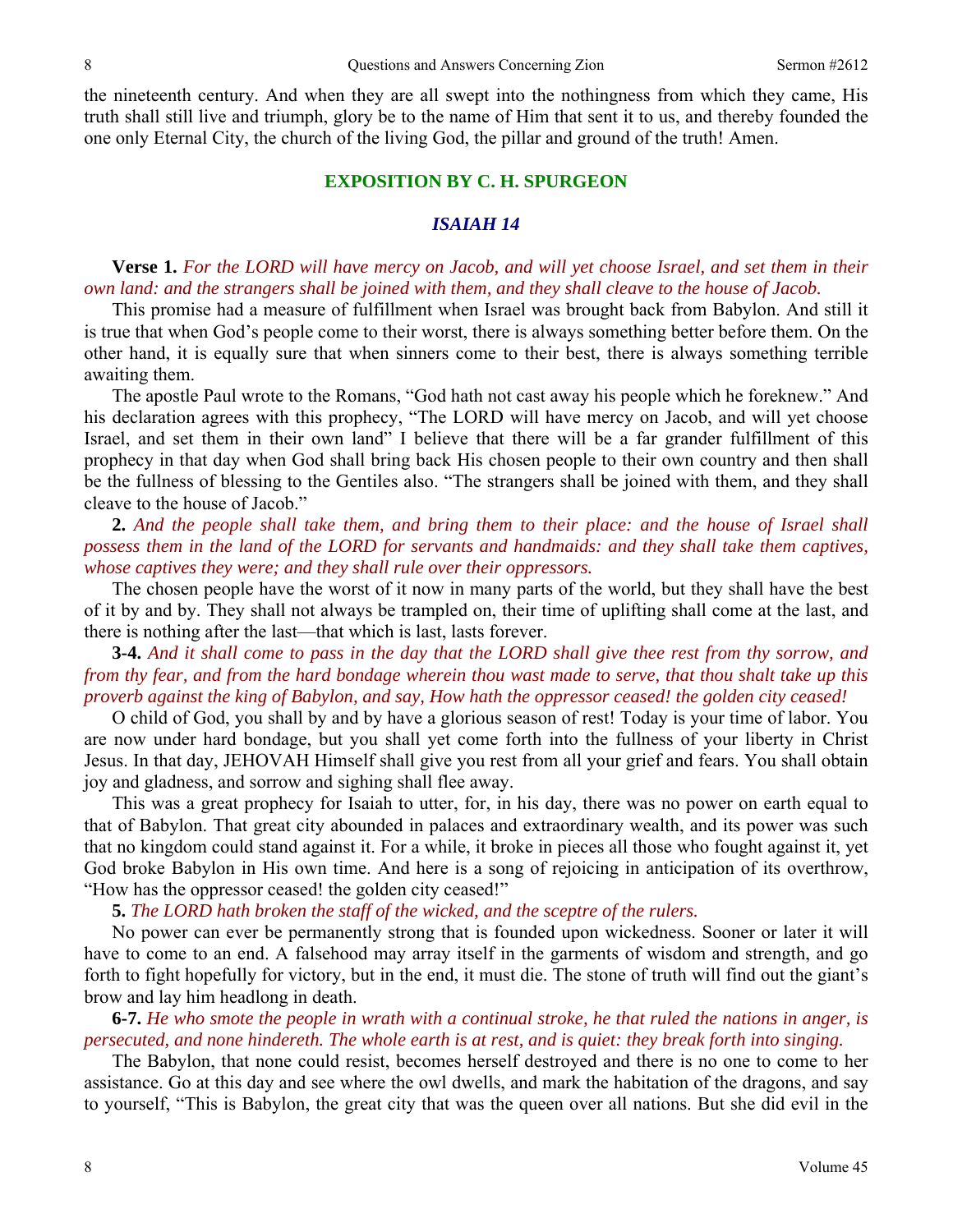the nineteenth century. And when they are all swept into the nothingness from which they came, His truth shall still live and triumph, glory be to the name of Him that sent it to us, and thereby founded the one only Eternal City, the church of the living God, the pillar and ground of the truth! Amen.

## EXPOSITION BY C. H. SPURGEON

### *ISAIAH 14*

**Verse 1.** *For the LORD will have mercy on Jacob, and will yet choose Israel, and set them in their own land: and the strangers shall be joined with them, and they shall cleave to the house of Jacob.*

This promise had a measure of fulfillment when Israel was brought back from Babylon. And still it is true that when God's people come to their worst, there is always something better before them. On the other hand, it is equally sure that when sinners come to their best, there is always something terrible awaiting them.

The apostle Paul wrote to the Romans, "God hath not cast away his people which he foreknew." And his declaration agrees with this prophecy, "The LORD will have mercy on Jacob, and will yet choose Israel, and set them in their own land" I believe that there will be a far grander fulfillment of this prophecy in that day when God shall bring back His chosen people to their own country and then shall be the fullness of blessing to the Gentiles also. "The strangers shall be joined with them, and they shall cleave to the house of Jacob."

**2.** *And the people shall take them, and bring them to their place: and the house of Israel shall possess them in the land of the LORD for servants and handmaids: and they shall take them captives, whose captives they were; and they shall rule over their oppressors.*

The chosen people have the worst of it now in many parts of the world, but they shall have the best of it by and by. They shall not always be trampled on, their time of uplifting shall come at the last, and there is nothing after the last—that which is last, lasts forever.

**3-4.** *And it shall come to pass in the day that the LORD shall give thee rest from thy sorrow, and from thy fear, and from the hard bondage wherein thou wast made to serve, that thou shalt take up this proverb against the king of Babylon, and say, How hath the oppressor ceased! the golden city ceased!*

O child of God, you shall by and by have a glorious season of rest! Today is your time of labor. You are now under hard bondage, but you shall yet come forth into the fullness of your liberty in Christ Jesus. In that day, JEHOVAH Himself shall give you rest from all your grief and fears. You shall obtain joy and gladness, and sorrow and sighing shall flee away.

This was a great prophecy for Isaiah to utter, for, in his day, there was no power on earth equal to that of Babylon. That great city abounded in palaces and extraordinary wealth, and its power was such that no kingdom could stand against it. For a while, it broke in pieces all those who fought against it, yet God broke Babylon in His own time. And here is a song of rejoicing in anticipation of its overthrow, "How has the oppressor ceased! the golden city ceased!"

**5.** *The LORD hath broken the staff of the wicked, and the sceptre of the rulers.*

No power can ever be permanently strong that is founded upon wickedness. Sooner or later it will have to come to an end. A falsehood may array itself in the garments of wisdom and strength, and go forth to fight hopefully for victory, but in the end, it must die. The stone of truth will find out the giant's brow and lay him headlong in death.

**6-7.** *He who smote the people in wrath with a continual stroke, he that ruled the nations in anger, is persecuted, and none hindereth. The whole earth is at rest, and is quiet: they break forth into singing.*

The Babylon, that none could resist, becomes herself destroyed and there is no one to come to her assistance. Go at this day and see where the owl dwells, and mark the habitation of the dragons, and say to yourself, "This is Babylon, the great city that was the queen over all nations. But she did evil in the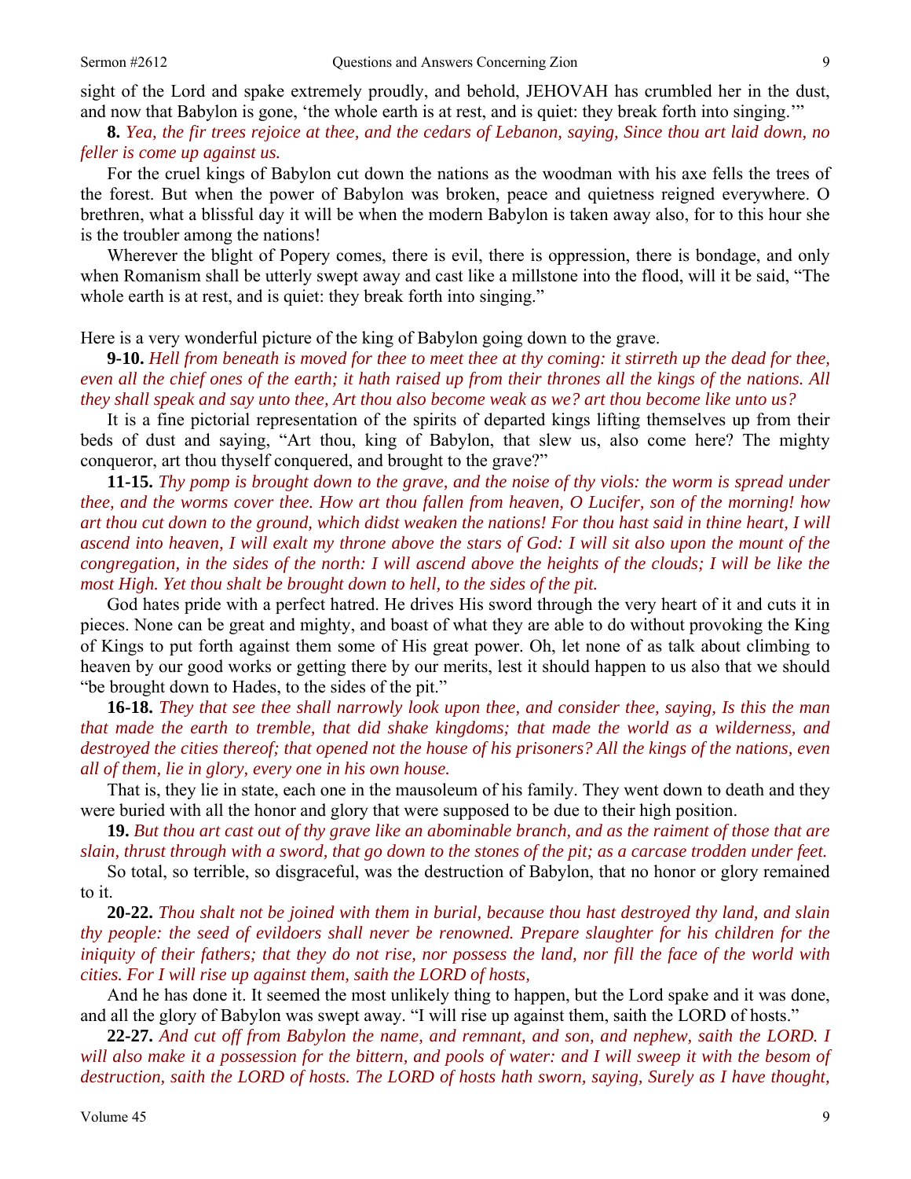sight of the Lord and spake extremely proudly, and behold, JEHOVAH has crumbled her in the dust, and now that Babylon is gone, 'the whole earth is at rest, and is quiet: they break forth into singing.'"

**8.** *Yea, the fir trees rejoice at thee, and the cedars of Lebanon, saying, Since thou art laid down, no feller is come up against us.*

For the cruel kings of Babylon cut down the nations as the woodman with his axe fells the trees of the forest. But when the power of Babylon was broken, peace and quietness reigned everywhere. O brethren, what a blissful day it will be when the modern Babylon is taken away also, for to this hour she is the troubler among the nations!

Wherever the blight of Popery comes, there is evil, there is oppression, there is bondage, and only when Romanism shall be utterly swept away and cast like a millstone into the flood, will it be said, "The whole earth is at rest, and is quiet: they break forth into singing."

Here is a very wonderful picture of the king of Babylon going down to the grave.

**9-10.** *Hell from beneath is moved for thee to meet thee at thy coming: it stirreth up the dead for thee, even all the chief ones of the earth; it hath raised up from their thrones all the kings of the nations. All they shall speak and say unto thee, Art thou also become weak as we? art thou become like unto us?*

It is a fine pictorial representation of the spirits of departed kings lifting themselves up from their beds of dust and saying, "Art thou, king of Babylon, that slew us, also come here? The mighty conqueror, art thou thyself conquered, and brought to the grave?"

**11-15.** *Thy pomp is brought down to the grave, and the noise of thy viols: the worm is spread under thee, and the worms cover thee. How art thou fallen from heaven, O Lucifer, son of the morning! how art thou cut down to the ground, which didst weaken the nations! For thou hast said in thine heart, I will ascend into heaven, I will exalt my throne above the stars of God: I will sit also upon the mount of the congregation, in the sides of the north: I will ascend above the heights of the clouds; I will be like the most High. Yet thou shalt be brought down to hell, to the sides of the pit.*

God hates pride with a perfect hatred. He drives His sword through the very heart of it and cuts it in pieces. None can be great and mighty, and boast of what they are able to do without provoking the King of Kings to put forth against them some of His great power. Oh, let none of as talk about climbing to heaven by our good works or getting there by our merits, lest it should happen to us also that we should "be brought down to Hades, to the sides of the pit."

**16-18.** *They that see thee shall narrowly look upon thee, and consider thee, saying, Is this the man that made the earth to tremble, that did shake kingdoms; that made the world as a wilderness, and destroyed the cities thereof; that opened not the house of his prisoners? All the kings of the nations, even all of them, lie in glory, every one in his own house.*

That is, they lie in state, each one in the mausoleum of his family. They went down to death and they were buried with all the honor and glory that were supposed to be due to their high position.

**19.** *But thou art cast out of thy grave like an abominable branch, and as the raiment of those that are slain, thrust through with a sword, that go down to the stones of the pit; as a carcase trodden under feet.*

So total, so terrible, so disgraceful, was the destruction of Babylon, that no honor or glory remained to it.

**20-22.** *Thou shalt not be joined with them in burial, because thou hast destroyed thy land, and slain thy people: the seed of evildoers shall never be renowned. Prepare slaughter for his children for the iniquity of their fathers; that they do not rise, nor possess the land, nor fill the face of the world with cities. For I will rise up against them, saith the LORD of hosts,*

And he has done it. It seemed the most unlikely thing to happen, but the Lord spake and it was done, and all the glory of Babylon was swept away. "I will rise up against them, saith the LORD of hosts."

**22-27.** *And cut off from Babylon the name, and remnant, and son, and nephew, saith the LORD. I will also make it a possession for the bittern, and pools of water: and I will sweep it with the besom of destruction, saith the LORD of hosts. The LORD of hosts hath sworn, saying, Surely as I have thought,*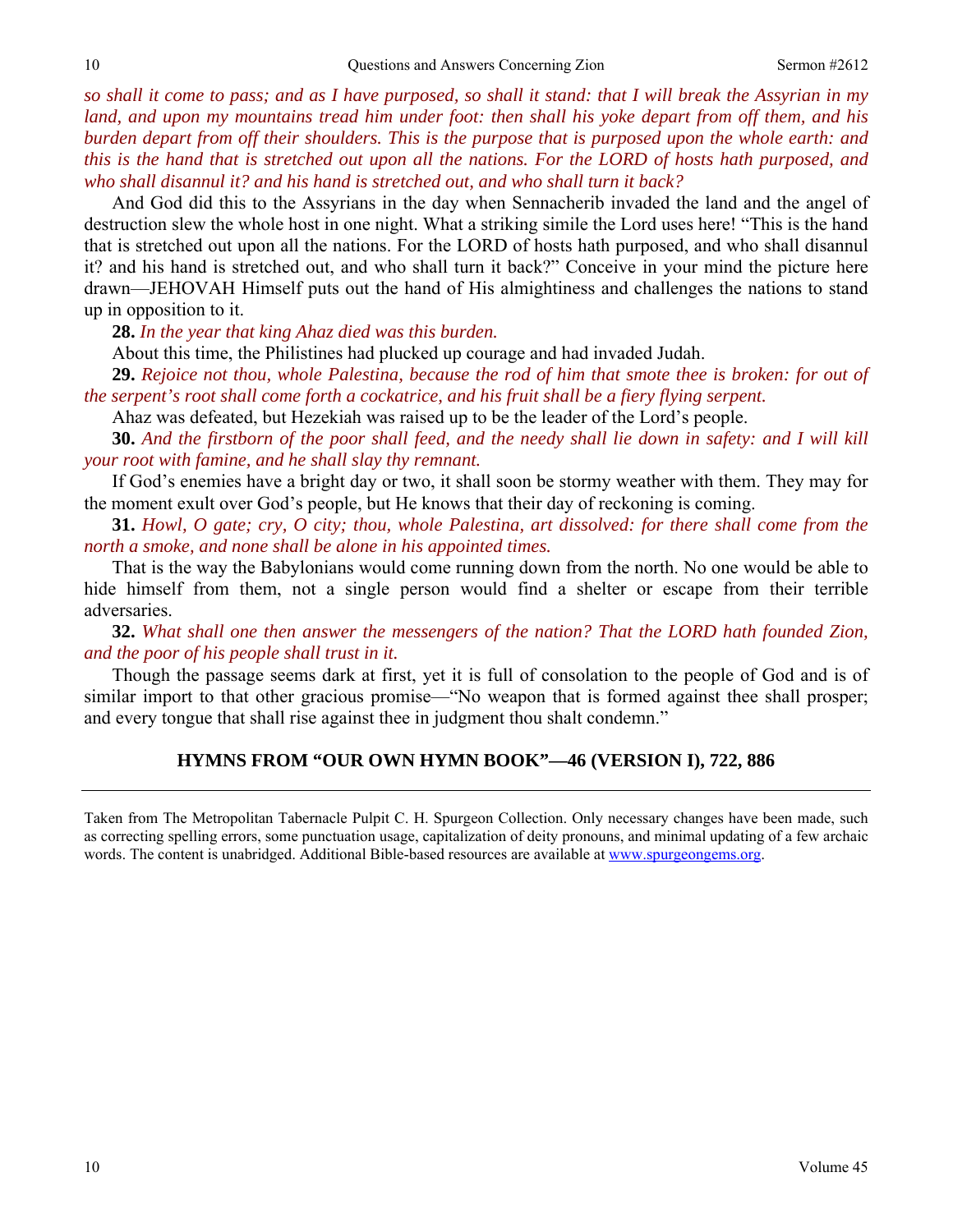*so shall it come to pass; and as I have purposed, so shall it stand: that I will break the Assyrian in my land, and upon my mountains tread him under foot: then shall his yoke depart from off them, and his burden depart from off their shoulders. This is the purpose that is purposed upon the whole earth: and this is the hand that is stretched out upon all the nations. For the LORD of hosts hath purposed, and who shall disannul it? and his hand is stretched out, and who shall turn it back?*

And God did this to the Assyrians in the day when Sennacherib invaded the land and the angel of destruction slew the whole host in one night. What a striking simile the Lord uses here! "This is the hand that is stretched out upon all the nations. For the LORD of hosts hath purposed, and who shall disannul it? and his hand is stretched out, and who shall turn it back?" Conceive in your mind the picture here drawn—JEHOVAH Himself puts out the hand of His almightiness and challenges the nations to stand up in opposition to it.

**28.** *In the year that king Ahaz died was this burden.*

About this time, the Philistines had plucked up courage and had invaded Judah.

**29.** *Rejoice not thou, whole Palestina, because the rod of him that smote thee is broken: for out of the serpent's root shall come forth a cockatrice, and his fruit shall be a fiery flying serpent.*

Ahaz was defeated, but Hezekiah was raised up to be the leader of the Lord's people.

**30.** *And the firstborn of the poor shall feed, and the needy shall lie down in safety: and I will kill your root with famine, and he shall slay thy remnant.*

If God's enemies have a bright day or two, it shall soon be stormy weather with them. They may for the moment exult over God's people, but He knows that their day of reckoning is coming.

**31.** *Howl, O gate; cry, O city; thou, whole Palestina, art dissolved: for there shall come from the north a smoke, and none shall be alone in his appointed times.*

That is the way the Babylonians would come running down from the north. No one would be able to hide himself from them, not a single person would find a shelter or escape from their terrible adversaries.

**32.** *What shall one then answer the messengers of the nation? That the LORD hath founded Zion, and the poor of his people shall trust in it.*

Though the passage seems dark at first, yet it is full of consolation to the people of God and is of similar import to that other gracious promise—"No weapon that is formed against thee shall prosper; and every tongue that shall rise against thee in judgment thou shalt condemn."

## HYMNS FROM "OUR OWN HYMN BOOK"—46 (VERSION I), 722, 886

---

Taken from The Metropolitan Tabernacle Pulpit C. H. Spurgeon Collection. Only necessary changes have been made, such as correcting spelling errors, some punctuation usage, capitalization of deity pronouns, and minimal updating of a few archaic words. The content is unabridged. Additional Bible-based resources are available at www.spurgeongems.org.